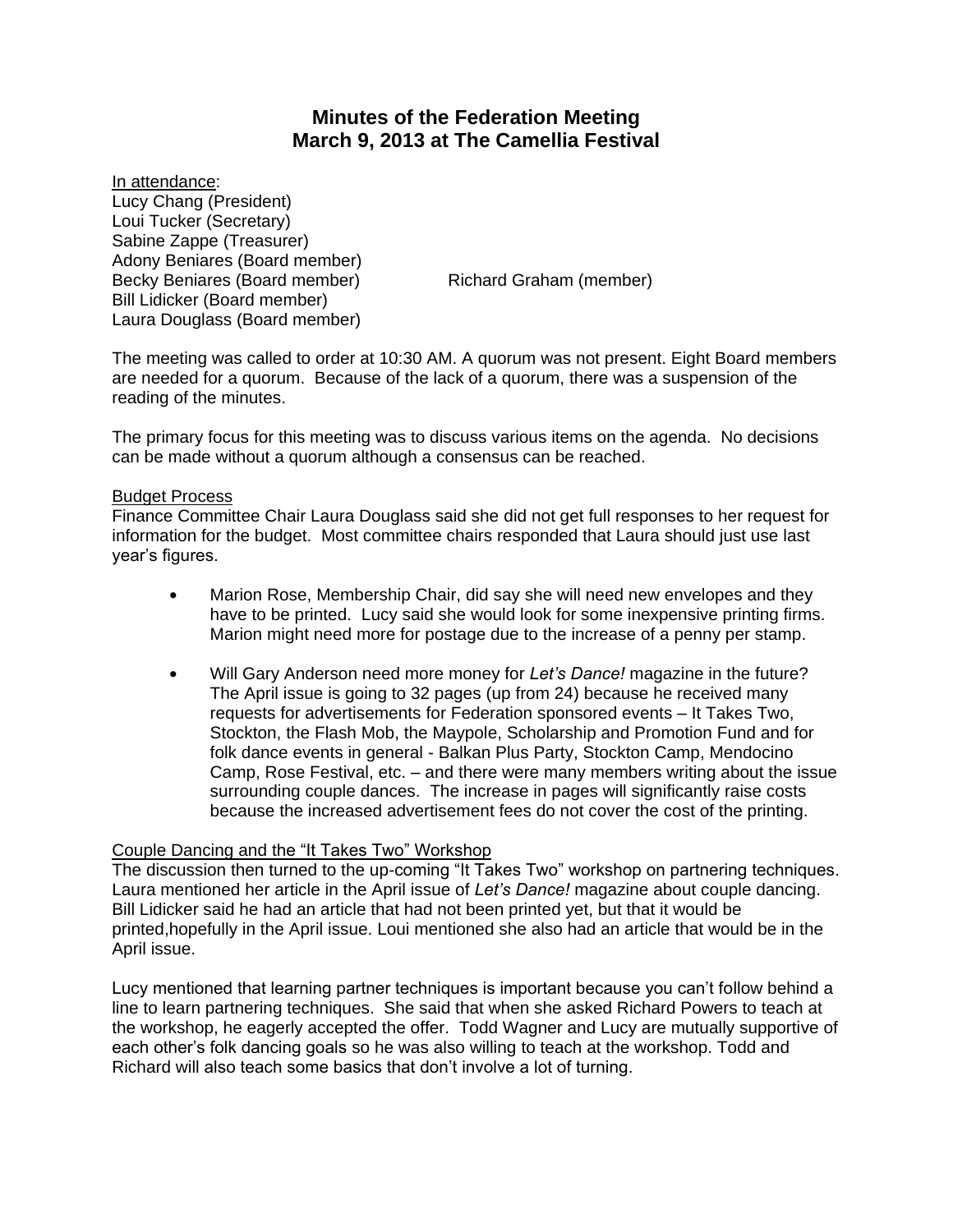# Minutes of the Federation Meeting
# March 9, 2013 at The Camellia Festival

In attendance:

Lucy Chang (President)
Loui Tucker (Secretary)
Sabine Zappe (Treasurer)
Adony Beniares (Board member)
Becky Beniares (Board member)
Bill Lidicker (Board member)
Laura Douglass (Board member)
Richard Graham (member)

The meeting was called to order at 10:30 AM. A quorum was not present. Eight Board members are needed for a quorum. Because of the lack of a quorum, there was a suspension of the reading of the minutes.

The primary focus for this meeting was to discuss various items on the agenda. No decisions can be made without a quorum although a consensus can be reached.

## Budget Process

Finance Committee Chair Laura Douglass said she did not get full responses to her request for information for the budget. Most committee chairs responded that Laura should just use last year's figures.

- Marion Rose, Membership Chair, did say she will need new envelopes and they have to be printed. Lucy said she would look for some inexpensive printing firms. Marion might need more for postage due to the increase of a penny per stamp.
- Will Gary Anderson need more money for *Let's Dance!* magazine in the future? The April issue is going to 32 pages (up from 24) because he received many requests for advertisements for Federation sponsored events – It Takes Two, Stockton, the Flash Mob, the Maypole, Scholarship and Promotion Fund and for folk dance events in general - Balkan Plus Party, Stockton Camp, Mendocino Camp, Rose Festival, etc. – and there were many members writing about the issue surrounding couple dances. The increase in pages will significantly raise costs because the increased advertisement fees do not cover the cost of the printing.

## Couple Dancing and the "It Takes Two" Workshop

The discussion then turned to the up-coming "It Takes Two" workshop on partnering techniques. Laura mentioned her article in the April issue of *Let's Dance!* magazine about couple dancing. Bill Lidicker said he had an article that had not been printed yet, but that it would be printed,hopefully in the April issue. Loui mentioned she also had an article that would be in the April issue.

Lucy mentioned that learning partner techniques is important because you can't follow behind a line to learn partnering techniques. She said that when she asked Richard Powers to teach at the workshop, he eagerly accepted the offer. Todd Wagner and Lucy are mutually supportive of each other's folk dancing goals so he was also willing to teach at the workshop. Todd and Richard will also teach some basics that don't involve a lot of turning.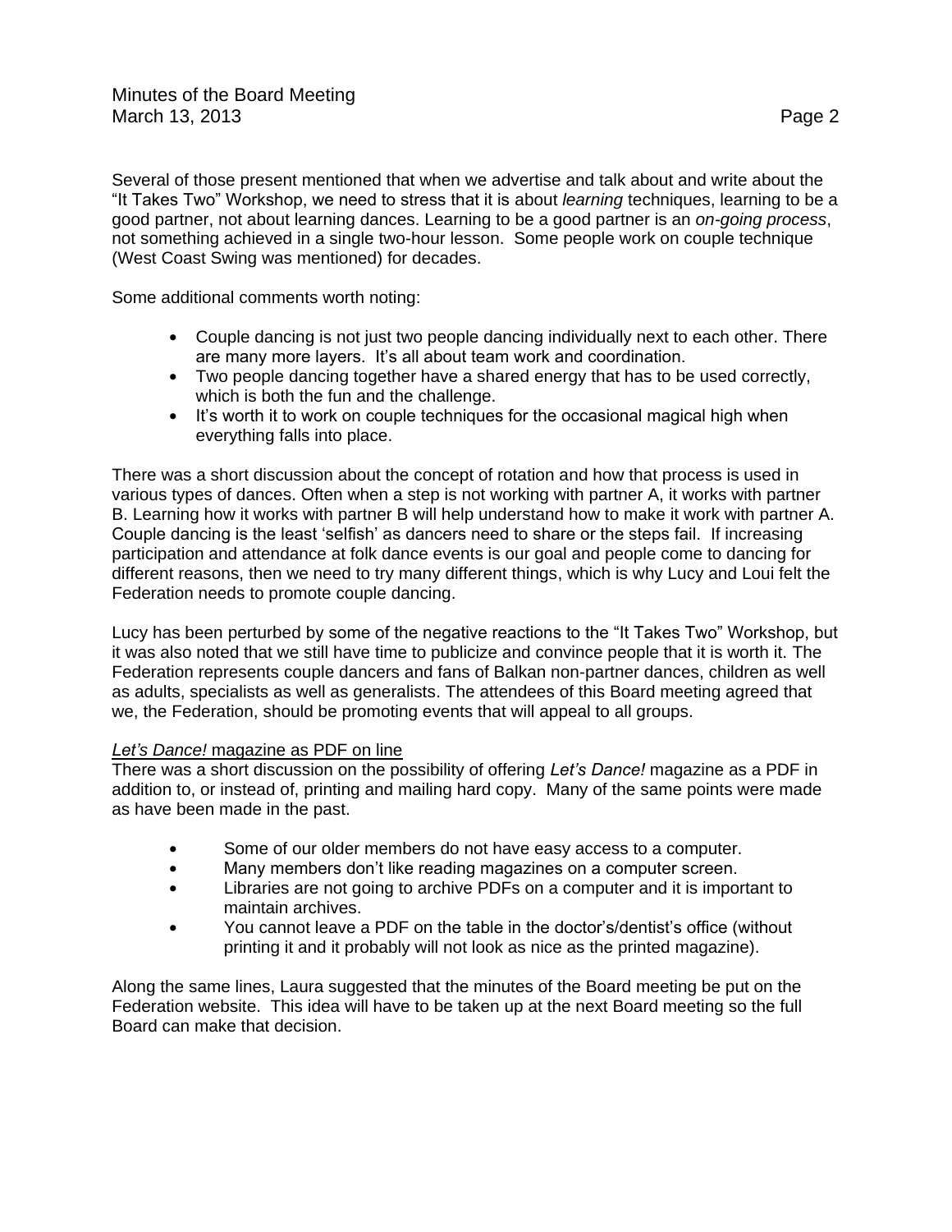Several of those present mentioned that when we advertise and talk about and write about the "It Takes Two" Workshop, we need to stress that it is about *learning* techniques, learning to be a good partner, not about learning dances. Learning to be a good partner is an *on-going process*, not something achieved in a single two-hour lesson. Some people work on couple technique (West Coast Swing was mentioned) for decades.

Some additional comments worth noting:

- Couple dancing is not just two people dancing individually next to each other. There are many more layers. It's all about team work and coordination.
- Two people dancing together have a shared energy that has to be used correctly, which is both the fun and the challenge.
- It's worth it to work on couple techniques for the occasional magical high when everything falls into place.

There was a short discussion about the concept of rotation and how that process is used in various types of dances. Often when a step is not working with partner A, it works with partner B. Learning how it works with partner B will help understand how to make it work with partner A. Couple dancing is the least 'selfish' as dancers need to share or the steps fail. If increasing participation and attendance at folk dance events is our goal and people come to dancing for different reasons, then we need to try many different things, which is why Lucy and Loui felt the Federation needs to promote couple dancing.

Lucy has been perturbed by some of the negative reactions to the "It Takes Two" Workshop, but it was also noted that we still have time to publicize and convince people that it is worth it. The Federation represents couple dancers and fans of Balkan non-partner dances, children as well as adults, specialists as well as generalists. The attendees of this Board meeting agreed that we, the Federation, should be promoting events that will appeal to all groups.

<u>*Let's Dance!* magazine as PDF on line</u>

There was a short discussion on the possibility of offering *Let's Dance!* magazine as a PDF in addition to, or instead of, printing and mailing hard copy. Many of the same points were made as have been made in the past.

- Some of our older members do not have easy access to a computer.
- Many members don't like reading magazines on a computer screen.
- Libraries are not going to archive PDFs on a computer and it is important to maintain archives.
- You cannot leave a PDF on the table in the doctor's/dentist's office (without printing it and it probably will not look as nice as the printed magazine).

Along the same lines, Laura suggested that the minutes of the Board meeting be put on the Federation website. This idea will have to be taken up at the next Board meeting so the full Board can make that decision.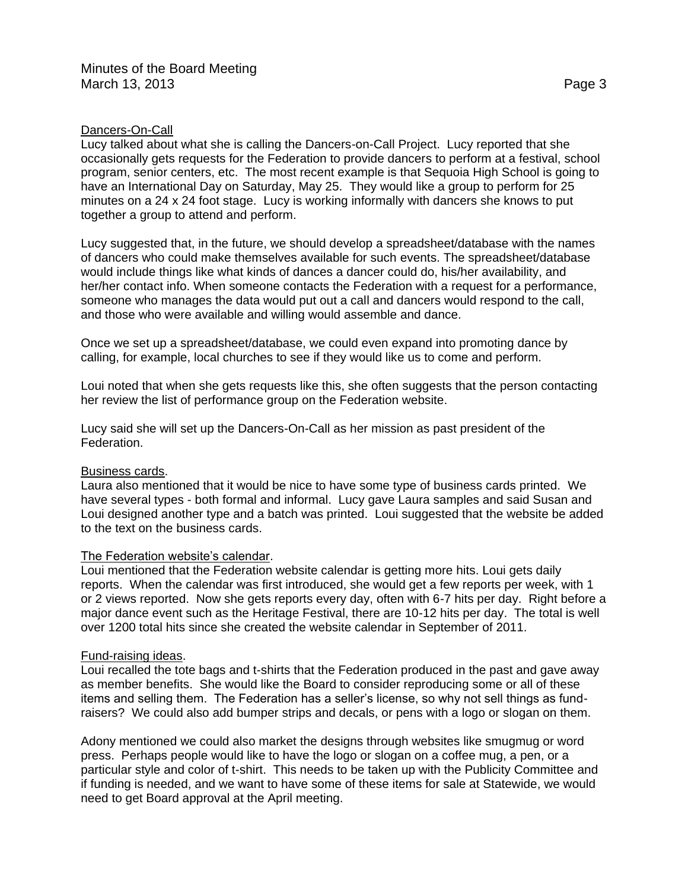Dancers-On-Call

Lucy talked about what she is calling the Dancers-on-Call Project. Lucy reported that she occasionally gets requests for the Federation to provide dancers to perform at a festival, school program, senior centers, etc. The most recent example is that Sequoia High School is going to have an International Day on Saturday, May 25. They would like a group to perform for 25 minutes on a 24 x 24 foot stage. Lucy is working informally with dancers she knows to put together a group to attend and perform.

Lucy suggested that, in the future, we should develop a spreadsheet/database with the names of dancers who could make themselves available for such events. The spreadsheet/database would include things like what kinds of dances a dancer could do, his/her availability, and her/her contact info. When someone contacts the Federation with a request for a performance, someone who manages the data would put out a call and dancers would respond to the call, and those who were available and willing would assemble and dance.

Once we set up a spreadsheet/database, we could even expand into promoting dance by calling, for example, local churches to see if they would like us to come and perform.

Loui noted that when she gets requests like this, she often suggests that the person contacting her review the list of performance group on the Federation website.

Lucy said she will set up the Dancers-On-Call as her mission as past president of the Federation.

Business cards.

Laura also mentioned that it would be nice to have some type of business cards printed. We have several types - both formal and informal. Lucy gave Laura samples and said Susan and Loui designed another type and a batch was printed. Loui suggested that the website be added to the text on the business cards.

The Federation website's calendar.

Loui mentioned that the Federation website calendar is getting more hits. Loui gets daily reports. When the calendar was first introduced, she would get a few reports per week, with 1 or 2 views reported. Now she gets reports every day, often with 6-7 hits per day. Right before a major dance event such as the Heritage Festival, there are 10-12 hits per day. The total is well over 1200 total hits since she created the website calendar in September of 2011.

Fund-raising ideas.

Loui recalled the tote bags and t-shirts that the Federation produced in the past and gave away as member benefits. She would like the Board to consider reproducing some or all of these items and selling them. The Federation has a seller's license, so why not sell things as fund-raisers? We could also add bumper strips and decals, or pens with a logo or slogan on them.

Adony mentioned we could also market the designs through websites like smugmug or word press. Perhaps people would like to have the logo or slogan on a coffee mug, a pen, or a particular style and color of t-shirt. This needs to be taken up with the Publicity Committee and if funding is needed, and we want to have some of these items for sale at Statewide, we would need to get Board approval at the April meeting.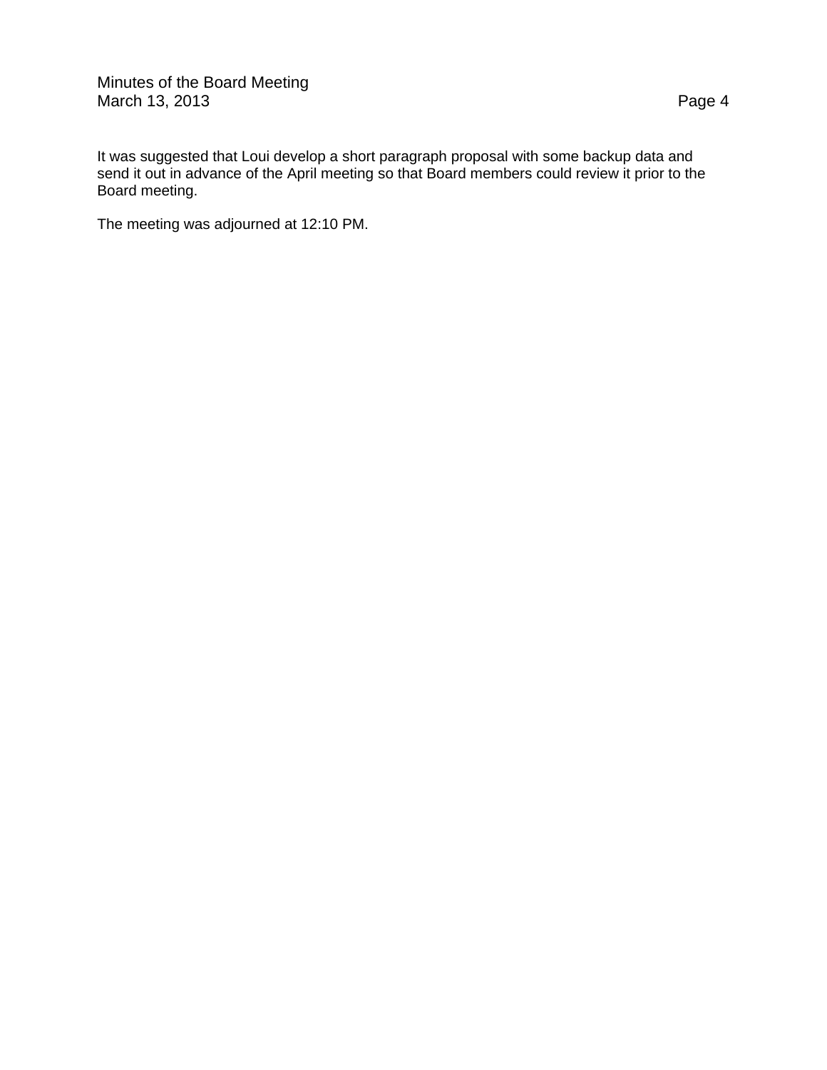It was suggested that Loui develop a short paragraph proposal with some backup data and send it out in advance of the April meeting so that Board members could review it prior to the Board meeting.

The meeting was adjourned at 12:10 PM.